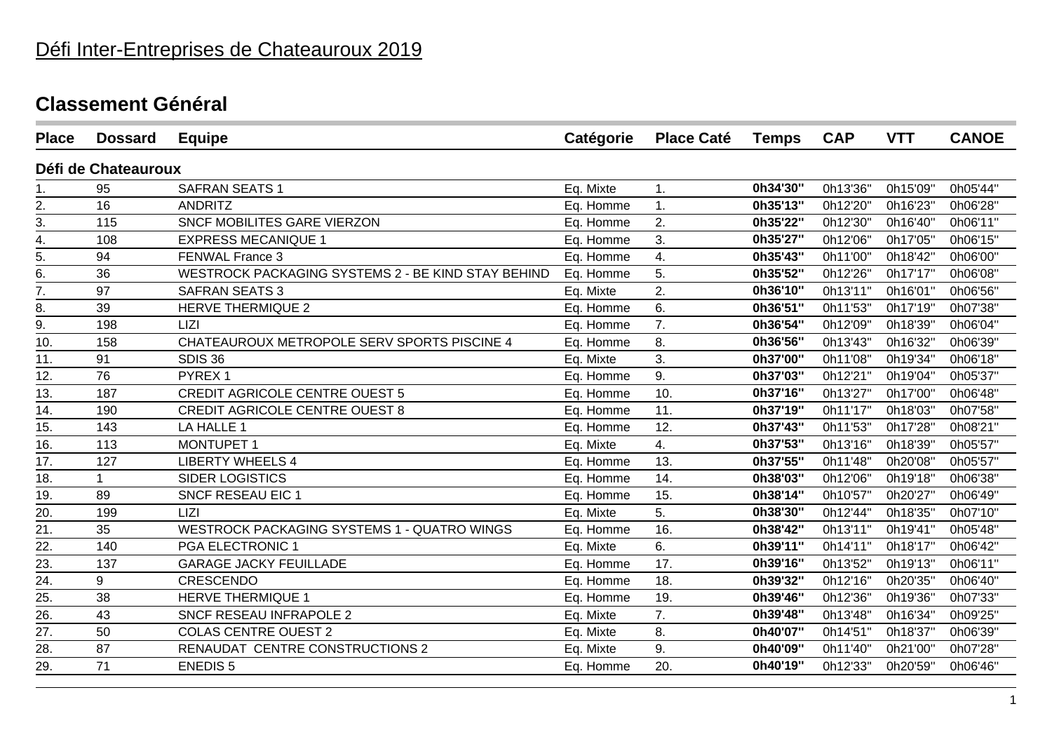# Défi Inter-Entreprises de Chateauroux 2019

## Classement Général

| Place | Dossard | Equipe | Catégorie | Place Caté | Temps | CAP | VTT | CANOE |
|---|---|---|---|---|---|---|---|---|
| **Défi de Chateauroux** | | | | | | | | |
| 1. | 95 | SAFRAN SEATS 1 | Eq. Mixte | 1. | **0h34'30"** | 0h13'36" | 0h15'09" | 0h05'44" |
| 2. | 16 | ANDRITZ | Eq. Homme | 1. | **0h35'13"** | 0h12'20" | 0h16'23" | 0h06'28" |
| 3. | 115 | SNCF MOBILITES GARE VIERZON | Eq. Homme | 2. | **0h35'22"** | 0h12'30" | 0h16'40" | 0h06'11" |
| 4. | 108 | EXPRESS MECANIQUE 1 | Eq. Homme | 3. | **0h35'27"** | 0h12'06" | 0h17'05" | 0h06'15" |
| 5. | 94 | FENWAL France 3 | Eq. Homme | 4. | **0h35'43"** | 0h11'00" | 0h18'42" | 0h06'00" |
| 6. | 36 | WESTROCK PACKAGING SYSTEMS 2 - BE KIND STAY BEHIND | Eq. Homme | 5. | **0h35'52"** | 0h12'26" | 0h17'17" | 0h06'08" |
| 7. | 97 | SAFRAN SEATS 3 | Eq. Mixte | 2. | **0h36'10"** | 0h13'11" | 0h16'01" | 0h06'56" |
| 8. | 39 | HERVE THERMIQUE 2 | Eq. Homme | 6. | **0h36'51"** | 0h11'53" | 0h17'19" | 0h07'38" |
| 9. | 198 | LIZI | Eq. Homme | 7. | **0h36'54"** | 0h12'09" | 0h18'39" | 0h06'04" |
| 10. | 158 | CHATEAUROUX METROPOLE SERV SPORTS PISCINE 4 | Eq. Homme | 8. | **0h36'56"** | 0h13'43" | 0h16'32" | 0h06'39" |
| 11. | 91 | SDIS 36 | Eq. Mixte | 3. | **0h37'00"** | 0h11'08" | 0h19'34" | 0h06'18" |
| 12. | 76 | PYREX 1 | Eq. Homme | 9. | **0h37'03"** | 0h12'21" | 0h19'04" | 0h05'37" |
| 13. | 187 | CREDIT AGRICOLE CENTRE OUEST 5 | Eq. Homme | 10. | **0h37'16"** | 0h13'27" | 0h17'00" | 0h06'48" |
| 14. | 190 | CREDIT AGRICOLE CENTRE OUEST 8 | Eq. Homme | 11. | **0h37'19"** | 0h11'17" | 0h18'03" | 0h07'58" |
| 15. | 143 | LA HALLE 1 | Eq. Homme | 12. | **0h37'43"** | 0h11'53" | 0h17'28" | 0h08'21" |
| 16. | 113 | MONTUPET 1 | Eq. Mixte | 4. | **0h37'53"** | 0h13'16" | 0h18'39" | 0h05'57" |
| 17. | 127 | LIBERTY WHEELS 4 | Eq. Homme | 13. | **0h37'55"** | 0h11'48" | 0h20'08" | 0h05'57" |
| 18. | 1 | SIDER LOGISTICS | Eq. Homme | 14. | **0h38'03"** | 0h12'06" | 0h19'18" | 0h06'38" |
| 19. | 89 | SNCF RESEAU EIC 1 | Eq. Homme | 15. | **0h38'14"** | 0h10'57" | 0h20'27" | 0h06'49" |
| 20. | 199 | LIZI | Eq. Mixte | 5. | **0h38'30"** | 0h12'44" | 0h18'35" | 0h07'10" |
| 21. | 35 | WESTROCK PACKAGING SYSTEMS 1 - QUATRO WINGS | Eq. Homme | 16. | **0h38'42"** | 0h13'11" | 0h19'41" | 0h05'48" |
| 22. | 140 | PGA ELECTRONIC 1 | Eq. Mixte | 6. | **0h39'11"** | 0h14'11" | 0h18'17" | 0h06'42" |
| 23. | 137 | GARAGE JACKY FEUILLADE | Eq. Homme | 17. | **0h39'16"** | 0h13'52" | 0h19'13" | 0h06'11" |
| 24. | 9 | CRESCENDO | Eq. Homme | 18. | **0h39'32"** | 0h12'16" | 0h20'35" | 0h06'40" |
| 25. | 38 | HERVE THERMIQUE 1 | Eq. Homme | 19. | **0h39'46"** | 0h12'36" | 0h19'36" | 0h07'33" |
| 26. | 43 | SNCF RESEAU INFRAPOLE 2 | Eq. Mixte | 7. | **0h39'48"** | 0h13'48" | 0h16'34" | 0h09'25" |
| 27. | 50 | COLAS CENTRE OUEST 2 | Eq. Mixte | 8. | **0h40'07"** | 0h14'51" | 0h18'37" | 0h06'39" |
| 28. | 87 | RENAUDAT CENTRE CONSTRUCTIONS 2 | Eq. Mixte | 9. | **0h40'09"** | 0h11'40" | 0h21'00" | 0h07'28" |
| 29. | 71 | ENEDIS 5 | Eq. Homme | 20. | **0h40'19"** | 0h12'33" | 0h20'59" | 0h06'46" |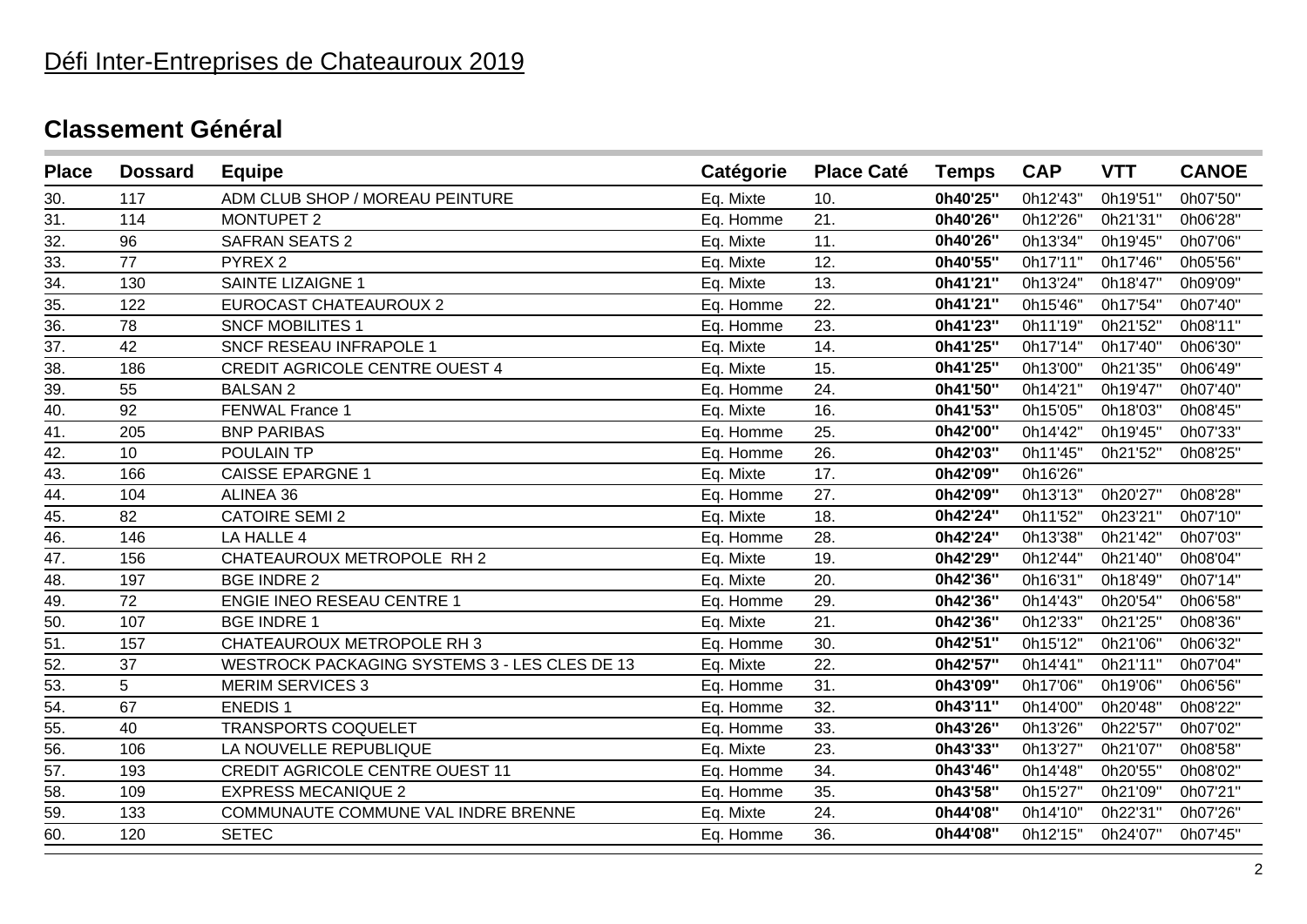# Défi Inter-Entreprises de Chateauroux 2019

## Classement Général

| Place | Dossard | Equipe | Catégorie | Place Caté | Temps | CAP | VTT | CANOE |
|---|---|---|---|---|---|---|---|---|
| 30. | 117 | ADM CLUB SHOP / MOREAU PEINTURE | Eq. Mixte | 10. | **0h40'25"** | 0h12'43" | 0h19'51" | 0h07'50" |
| 31. | 114 | MONTUPET 2 | Eq. Homme | 21. | **0h40'26"** | 0h12'26" | 0h21'31" | 0h06'28" |
| 32. | 96 | SAFRAN SEATS 2 | Eq. Mixte | 11. | **0h40'26"** | 0h13'34" | 0h19'45" | 0h07'06" |
| 33. | 77 | PYREX 2 | Eq. Mixte | 12. | **0h40'55"** | 0h17'11" | 0h17'46" | 0h05'56" |
| 34. | 130 | SAINTE LIZAIGNE 1 | Eq. Mixte | 13. | **0h41'21"** | 0h13'24" | 0h18'47" | 0h09'09" |
| 35. | 122 | EUROCAST CHATEAUROUX 2 | Eq. Homme | 22. | **0h41'21"** | 0h15'46" | 0h17'54" | 0h07'40" |
| 36. | 78 | SNCF MOBILITES 1 | Eq. Homme | 23. | **0h41'23"** | 0h11'19" | 0h21'52" | 0h08'11" |
| 37. | 42 | SNCF RESEAU INFRAPOLE 1 | Eq. Mixte | 14. | **0h41'25"** | 0h17'14" | 0h17'40" | 0h06'30" |
| 38. | 186 | CREDIT AGRICOLE CENTRE OUEST 4 | Eq. Mixte | 15. | **0h41'25"** | 0h13'00" | 0h21'35" | 0h06'49" |
| 39. | 55 | BALSAN 2 | Eq. Homme | 24. | **0h41'50"** | 0h14'21" | 0h19'47" | 0h07'40" |
| 40. | 92 | FENWAL France 1 | Eq. Mixte | 16. | **0h41'53"** | 0h15'05" | 0h18'03" | 0h08'45" |
| 41. | 205 | BNP PARIBAS | Eq. Homme | 25. | **0h42'00"** | 0h14'42" | 0h19'45" | 0h07'33" |
| 42. | 10 | POULAIN TP | Eq. Homme | 26. | **0h42'03"** | 0h11'45" | 0h21'52" | 0h08'25" |
| 43. | 166 | CAISSE EPARGNE 1 | Eq. Mixte | 17. | **0h42'09"** | 0h16'26" | | |
| 44. | 104 | ALINEA 36 | Eq. Homme | 27. | **0h42'09"** | 0h13'13" | 0h20'27" | 0h08'28" |
| 45. | 82 | CATOIRE SEMI 2 | Eq. Mixte | 18. | **0h42'24"** | 0h11'52" | 0h23'21" | 0h07'10" |
| 46. | 146 | LA HALLE 4 | Eq. Homme | 28. | **0h42'24"** | 0h13'38" | 0h21'42" | 0h07'03" |
| 47. | 156 | CHATEAUROUX METROPOLE RH 2 | Eq. Mixte | 19. | **0h42'29"** | 0h12'44" | 0h21'40" | 0h08'04" |
| 48. | 197 | BGE INDRE 2 | Eq. Mixte | 20. | **0h42'36"** | 0h16'31" | 0h18'49" | 0h07'14" |
| 49. | 72 | ENGIE INEO RESEAU CENTRE 1 | Eq. Homme | 29. | **0h42'36"** | 0h14'43" | 0h20'54" | 0h06'58" |
| 50. | 107 | BGE INDRE 1 | Eq. Mixte | 21. | **0h42'36"** | 0h12'33" | 0h21'25" | 0h08'36" |
| 51. | 157 | CHATEAUROUX METROPOLE RH 3 | Eq. Homme | 30. | **0h42'51"** | 0h15'12" | 0h21'06" | 0h06'32" |
| 52. | 37 | WESTROCK PACKAGING SYSTEMS 3 - LES CLES DE 13 | Eq. Mixte | 22. | **0h42'57"** | 0h14'41" | 0h21'11" | 0h07'04" |
| 53. | 5 | MERIM SERVICES 3 | Eq. Homme | 31. | **0h43'09"** | 0h17'06" | 0h19'06" | 0h06'56" |
| 54. | 67 | ENEDIS 1 | Eq. Homme | 32. | **0h43'11"** | 0h14'00" | 0h20'48" | 0h08'22" |
| 55. | 40 | TRANSPORTS COQUELET | Eq. Homme | 33. | **0h43'26"** | 0h13'26" | 0h22'57" | 0h07'02" |
| 56. | 106 | LA NOUVELLE REPUBLIQUE | Eq. Mixte | 23. | **0h43'33"** | 0h13'27" | 0h21'07" | 0h08'58" |
| 57. | 193 | CREDIT AGRICOLE CENTRE OUEST 11 | Eq. Homme | 34. | **0h43'46"** | 0h14'48" | 0h20'55" | 0h08'02" |
| 58. | 109 | EXPRESS MECANIQUE 2 | Eq. Homme | 35. | **0h43'58"** | 0h15'27" | 0h21'09" | 0h07'21" |
| 59. | 133 | COMMUNAUTE COMMUNE VAL INDRE BRENNE | Eq. Mixte | 24. | **0h44'08"** | 0h14'10" | 0h22'31" | 0h07'26" |
| 60. | 120 | SETEC | Eq. Homme | 36. | **0h44'08"** | 0h12'15" | 0h24'07" | 0h07'45" |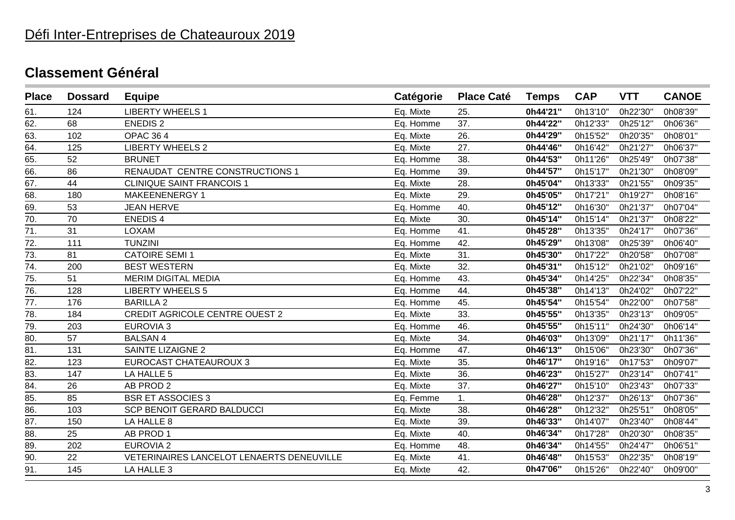# Défi Inter-Entreprises de Chateauroux 2019

## Classement Général

| Place | Dossard | Equipe | Catégorie | Place Caté | Temps | CAP | VTT | CANOE |
|---|---|---|---|---|---|---|---|---|
| 61. | 124 | LIBERTY WHEELS 1 | Eq. Mixte | 25. | **0h44'21''** | 0h13'10'' | 0h22'30'' | 0h08'39'' |
| 62. | 68 | ENEDIS 2 | Eq. Homme | 37. | **0h44'22''** | 0h12'33'' | 0h25'12'' | 0h06'36'' |
| 63. | 102 | OPAC 36 4 | Eq. Mixte | 26. | **0h44'29''** | 0h15'52'' | 0h20'35'' | 0h08'01'' |
| 64. | 125 | LIBERTY WHEELS 2 | Eq. Mixte | 27. | **0h44'46''** | 0h16'42'' | 0h21'27'' | 0h06'37'' |
| 65. | 52 | BRUNET | Eq. Homme | 38. | **0h44'53''** | 0h11'26'' | 0h25'49'' | 0h07'38'' |
| 66. | 86 | RENAUDAT CENTRE CONSTRUCTIONS 1 | Eq. Homme | 39. | **0h44'57''** | 0h15'17'' | 0h21'30'' | 0h08'09'' |
| 67. | 44 | CLINIQUE SAINT FRANCOIS 1 | Eq. Mixte | 28. | **0h45'04''** | 0h13'33'' | 0h21'55'' | 0h09'35'' |
| 68. | 180 | MAKEENENERGY 1 | Eq. Mixte | 29. | **0h45'05''** | 0h17'21'' | 0h19'27'' | 0h08'16'' |
| 69. | 53 | JEAN HERVE | Eq. Homme | 40. | **0h45'12''** | 0h16'30'' | 0h21'37'' | 0h07'04'' |
| 70. | 70 | ENEDIS 4 | Eq. Mixte | 30. | **0h45'14''** | 0h15'14'' | 0h21'37'' | 0h08'22'' |
| 71. | 31 | LOXAM | Eq. Homme | 41. | **0h45'28''** | 0h13'35'' | 0h24'17'' | 0h07'36'' |
| 72. | 111 | TUNZINI | Eq. Homme | 42. | **0h45'29''** | 0h13'08'' | 0h25'39'' | 0h06'40'' |
| 73. | 81 | CATOIRE SEMI 1 | Eq. Mixte | 31. | **0h45'30''** | 0h17'22'' | 0h20'58'' | 0h07'08'' |
| 74. | 200 | BEST WESTERN | Eq. Mixte | 32. | **0h45'31''** | 0h15'12'' | 0h21'02'' | 0h09'16'' |
| 75. | 51 | MERIM DIGITAL MEDIA | Eq. Homme | 43. | **0h45'34''** | 0h14'25'' | 0h22'34'' | 0h08'35'' |
| 76. | 128 | LIBERTY WHEELS 5 | Eq. Homme | 44. | **0h45'38''** | 0h14'13'' | 0h24'02'' | 0h07'22'' |
| 77. | 176 | BARILLA 2 | Eq. Homme | 45. | **0h45'54''** | 0h15'54'' | 0h22'00'' | 0h07'58'' |
| 78. | 184 | CREDIT AGRICOLE CENTRE OUEST 2 | Eq. Mixte | 33. | **0h45'55''** | 0h13'35'' | 0h23'13'' | 0h09'05'' |
| 79. | 203 | EUROVIA 3 | Eq. Homme | 46. | **0h45'55''** | 0h15'11'' | 0h24'30'' | 0h06'14'' |
| 80. | 57 | BALSAN 4 | Eq. Mixte | 34. | **0h46'03''** | 0h13'09'' | 0h21'17'' | 0h11'36'' |
| 81. | 131 | SAINTE LIZAIGNE 2 | Eq. Homme | 47. | **0h46'13''** | 0h15'06'' | 0h23'30'' | 0h07'36'' |
| 82. | 123 | EUROCAST CHATEAUROUX 3 | Eq. Mixte | 35. | **0h46'17''** | 0h19'16'' | 0h17'53'' | 0h09'07'' |
| 83. | 147 | LA HALLE 5 | Eq. Mixte | 36. | **0h46'23''** | 0h15'27'' | 0h23'14'' | 0h07'41'' |
| 84. | 26 | AB PROD 2 | Eq. Mixte | 37. | **0h46'27''** | 0h15'10'' | 0h23'43'' | 0h07'33'' |
| 85. | 85 | BSR ET ASSOCIES 3 | Eq. Femme | 1. | **0h46'28''** | 0h12'37'' | 0h26'13'' | 0h07'36'' |
| 86. | 103 | SCP BENOIT GERARD BALDUCCI | Eq. Mixte | 38. | **0h46'28''** | 0h12'32'' | 0h25'51'' | 0h08'05'' |
| 87. | 150 | LA HALLE 8 | Eq. Mixte | 39. | **0h46'33''** | 0h14'07'' | 0h23'40'' | 0h08'44'' |
| 88. | 25 | AB PROD 1 | Eq. Mixte | 40. | **0h46'34''** | 0h17'28'' | 0h20'30'' | 0h08'35'' |
| 89. | 202 | EUROVIA 2 | Eq. Homme | 48. | **0h46'34''** | 0h14'55'' | 0h24'47'' | 0h06'51'' |
| 90. | 22 | VETERINAIRES LANCELOT LENAERTS DENEUVILLE | Eq. Mixte | 41. | **0h46'48''** | 0h15'53'' | 0h22'35'' | 0h08'19'' |
| 91. | 145 | LA HALLE 3 | Eq. Mixte | 42. | **0h47'06''** | 0h15'26'' | 0h22'40'' | 0h09'00'' |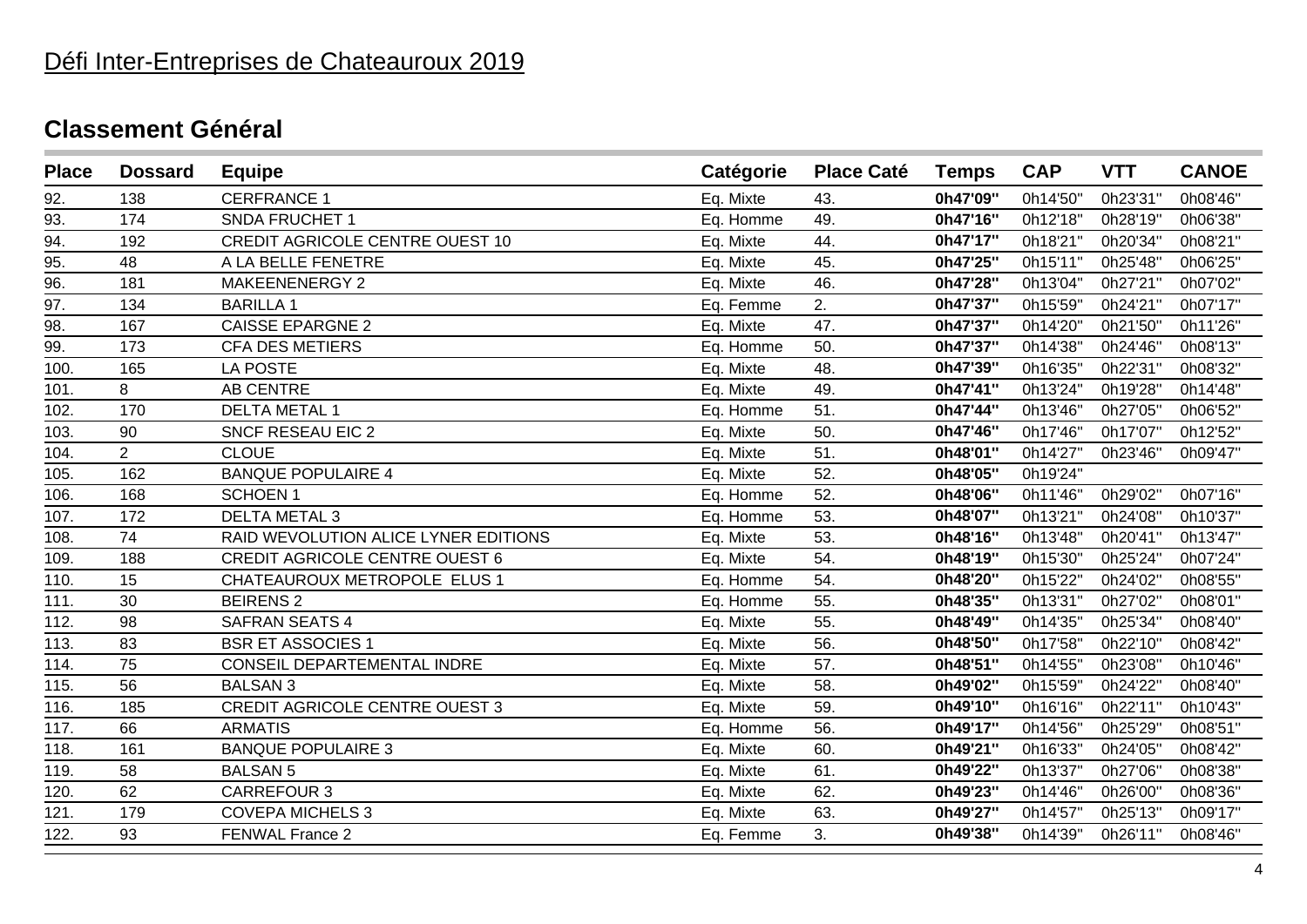# Défi Inter-Entreprises de Chateauroux 2019

## Classement Général

| Place | Dossard | Equipe | Catégorie | Place Caté | Temps | CAP | VTT | CANOE |
|---|---|---|---|---|---|---|---|---|
| 92. | 138 | CERFRANCE 1 | Eq. Mixte | 43. | **0h47'09"** | 0h14'50" | 0h23'31" | 0h08'46" |
| 93. | 174 | SNDA FRUCHET 1 | Eq. Homme | 49. | **0h47'16"** | 0h12'18" | 0h28'19" | 0h06'38" |
| 94. | 192 | CREDIT AGRICOLE CENTRE OUEST 10 | Eq. Mixte | 44. | **0h47'17"** | 0h18'21" | 0h20'34" | 0h08'21" |
| 95. | 48 | A LA BELLE FENETRE | Eq. Mixte | 45. | **0h47'25"** | 0h15'11" | 0h25'48" | 0h06'25" |
| 96. | 181 | MAKEENENERGY 2 | Eq. Mixte | 46. | **0h47'28"** | 0h13'04" | 0h27'21" | 0h07'02" |
| 97. | 134 | BARILLA 1 | Eq. Femme | 2. | **0h47'37"** | 0h15'59" | 0h24'21" | 0h07'17" |
| 98. | 167 | CAISSE EPARGNE 2 | Eq. Mixte | 47. | **0h47'37"** | 0h14'20" | 0h21'50" | 0h11'26" |
| 99. | 173 | CFA DES METIERS | Eq. Homme | 50. | **0h47'37"** | 0h14'38" | 0h24'46" | 0h08'13" |
| 100. | 165 | LA POSTE | Eq. Mixte | 48. | **0h47'39"** | 0h16'35" | 0h22'31" | 0h08'32" |
| 101. | 8 | AB CENTRE | Eq. Mixte | 49. | **0h47'41"** | 0h13'24" | 0h19'28" | 0h14'48" |
| 102. | 170 | DELTA METAL 1 | Eq. Homme | 51. | **0h47'44"** | 0h13'46" | 0h27'05" | 0h06'52" |
| 103. | 90 | SNCF RESEAU EIC 2 | Eq. Mixte | 50. | **0h47'46"** | 0h17'46" | 0h17'07" | 0h12'52" |
| 104. | 2 | CLOUE | Eq. Mixte | 51. | **0h48'01"** | 0h14'27" | 0h23'46" | 0h09'47" |
| 105. | 162 | BANQUE POPULAIRE 4 | Eq. Mixte | 52. | **0h48'05"** | 0h19'24" | | |
| 106. | 168 | SCHOEN 1 | Eq. Homme | 52. | **0h48'06"** | 0h11'46" | 0h29'02" | 0h07'16" |
| 107. | 172 | DELTA METAL 3 | Eq. Homme | 53. | **0h48'07"** | 0h13'21" | 0h24'08" | 0h10'37" |
| 108. | 74 | RAID WEVOLUTION ALICE LYNER EDITIONS | Eq. Mixte | 53. | **0h48'16"** | 0h13'48" | 0h20'41" | 0h13'47" |
| 109. | 188 | CREDIT AGRICOLE CENTRE OUEST 6 | Eq. Mixte | 54. | **0h48'19"** | 0h15'30" | 0h25'24" | 0h07'24" |
| 110. | 15 | CHATEAUROUX METROPOLE ELUS 1 | Eq. Homme | 54. | **0h48'20"** | 0h15'22" | 0h24'02" | 0h08'55" |
| 111. | 30 | BEIRENS 2 | Eq. Homme | 55. | **0h48'35"** | 0h13'31" | 0h27'02" | 0h08'01" |
| 112. | 98 | SAFRAN SEATS 4 | Eq. Mixte | 55. | **0h48'49"** | 0h14'35" | 0h25'34" | 0h08'40" |
| 113. | 83 | BSR ET ASSOCIES 1 | Eq. Mixte | 56. | **0h48'50"** | 0h17'58" | 0h22'10" | 0h08'42" |
| 114. | 75 | CONSEIL DEPARTEMENTAL INDRE | Eq. Mixte | 57. | **0h48'51"** | 0h14'55" | 0h23'08" | 0h10'46" |
| 115. | 56 | BALSAN 3 | Eq. Mixte | 58. | **0h49'02"** | 0h15'59" | 0h24'22" | 0h08'40" |
| 116. | 185 | CREDIT AGRICOLE CENTRE OUEST 3 | Eq. Mixte | 59. | **0h49'10"** | 0h16'16" | 0h22'11" | 0h10'43" |
| 117. | 66 | ARMATIS | Eq. Homme | 56. | **0h49'17"** | 0h14'56" | 0h25'29" | 0h08'51" |
| 118. | 161 | BANQUE POPULAIRE 3 | Eq. Mixte | 60. | **0h49'21"** | 0h16'33" | 0h24'05" | 0h08'42" |
| 119. | 58 | BALSAN 5 | Eq. Mixte | 61. | **0h49'22"** | 0h13'37" | 0h27'06" | 0h08'38" |
| 120. | 62 | CARREFOUR 3 | Eq. Mixte | 62. | **0h49'23"** | 0h14'46" | 0h26'00" | 0h08'36" |
| 121. | 179 | COVEPA MICHELS 3 | Eq. Mixte | 63. | **0h49'27"** | 0h14'57" | 0h25'13" | 0h09'17" |
| 122. | 93 | FENWAL France 2 | Eq. Femme | 3. | **0h49'38"** | 0h14'39" | 0h26'11" | 0h08'46" |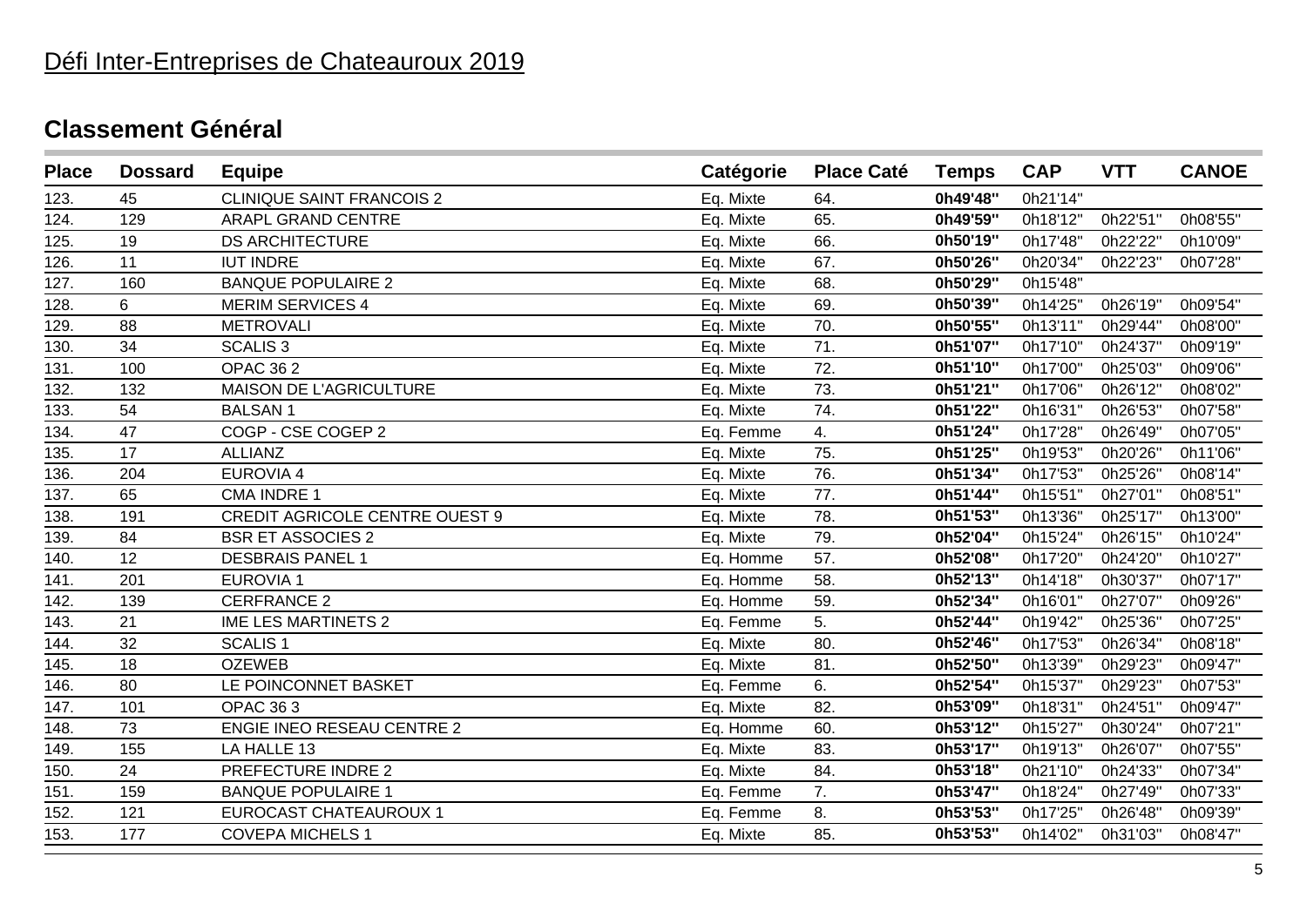## Défi Inter-Entreprises de Chateauroux 2019

## Classement Général

| Place | Dossard | Equipe | Catégorie | Place Caté | Temps | CAP | VTT | CANOE |
|---|---|---|---|---|---|---|---|---|
| 123. | 45 | CLINIQUE SAINT FRANCOIS 2 | Eq. Mixte | 64. | **0h49'48"** | 0h21'14" | | |
| 124. | 129 | ARAPL GRAND CENTRE | Eq. Mixte | 65. | **0h49'59"** | 0h18'12" | 0h22'51" | 0h08'55" |
| 125. | 19 | DS ARCHITECTURE | Eq. Mixte | 66. | **0h50'19"** | 0h17'48" | 0h22'22" | 0h10'09" |
| 126. | 11 | IUT INDRE | Eq. Mixte | 67. | **0h50'26"** | 0h20'34" | 0h22'23" | 0h07'28" |
| 127. | 160 | BANQUE POPULAIRE 2 | Eq. Mixte | 68. | **0h50'29"** | 0h15'48" | | |
| 128. | 6 | MERIM SERVICES 4 | Eq. Mixte | 69. | **0h50'39"** | 0h14'25" | 0h26'19" | 0h09'54" |
| 129. | 88 | METROVALI | Eq. Mixte | 70. | **0h50'55"** | 0h13'11" | 0h29'44" | 0h08'00" |
| 130. | 34 | SCALIS 3 | Eq. Mixte | 71. | **0h51'07"** | 0h17'10" | 0h24'37" | 0h09'19" |
| 131. | 100 | OPAC 36 2 | Eq. Mixte | 72. | **0h51'10"** | 0h17'00" | 0h25'03" | 0h09'06" |
| 132. | 132 | MAISON DE L'AGRICULTURE | Eq. Mixte | 73. | **0h51'21"** | 0h17'06" | 0h26'12" | 0h08'02" |
| 133. | 54 | BALSAN 1 | Eq. Mixte | 74. | **0h51'22"** | 0h16'31" | 0h26'53" | 0h07'58" |
| 134. | 47 | COGP - CSE COGEP 2 | Eq. Femme | 4. | **0h51'24"** | 0h17'28" | 0h26'49" | 0h07'05" |
| 135. | 17 | ALLIANZ | Eq. Mixte | 75. | **0h51'25"** | 0h19'53" | 0h20'26" | 0h11'06" |
| 136. | 204 | EUROVIA 4 | Eq. Mixte | 76. | **0h51'34"** | 0h17'53" | 0h25'26" | 0h08'14" |
| 137. | 65 | CMA INDRE 1 | Eq. Mixte | 77. | **0h51'44"** | 0h15'51" | 0h27'01" | 0h08'51" |
| 138. | 191 | CREDIT AGRICOLE CENTRE OUEST 9 | Eq. Mixte | 78. | **0h51'53"** | 0h13'36" | 0h25'17" | 0h13'00" |
| 139. | 84 | BSR ET ASSOCIES 2 | Eq. Mixte | 79. | **0h52'04"** | 0h15'24" | 0h26'15" | 0h10'24" |
| 140. | 12 | DESBRAIS PANEL 1 | Eq. Homme | 57. | **0h52'08"** | 0h17'20" | 0h24'20" | 0h10'27" |
| 141. | 201 | EUROVIA 1 | Eq. Homme | 58. | **0h52'13"** | 0h14'18" | 0h30'37" | 0h07'17" |
| 142. | 139 | CERFRANCE 2 | Eq. Homme | 59. | **0h52'34"** | 0h16'01" | 0h27'07" | 0h09'26" |
| 143. | 21 | IME LES MARTINETS 2 | Eq. Femme | 5. | **0h52'44"** | 0h19'42" | 0h25'36" | 0h07'25" |
| 144. | 32 | SCALIS 1 | Eq. Mixte | 80. | **0h52'46"** | 0h17'53" | 0h26'34" | 0h08'18" |
| 145. | 18 | OZEWEB | Eq. Mixte | 81. | **0h52'50"** | 0h13'39" | 0h29'23" | 0h09'47" |
| 146. | 80 | LE POINCONNET BASKET | Eq. Femme | 6. | **0h52'54"** | 0h15'37" | 0h29'23" | 0h07'53" |
| 147. | 101 | OPAC 36 3 | Eq. Mixte | 82. | **0h53'09"** | 0h18'31" | 0h24'51" | 0h09'47" |
| 148. | 73 | ENGIE INEO RESEAU CENTRE 2 | Eq. Homme | 60. | **0h53'12"** | 0h15'27" | 0h30'24" | 0h07'21" |
| 149. | 155 | LA HALLE 13 | Eq. Mixte | 83. | **0h53'17"** | 0h19'13" | 0h26'07" | 0h07'55" |
| 150. | 24 | PREFECTURE INDRE 2 | Eq. Mixte | 84. | **0h53'18"** | 0h21'10" | 0h24'33" | 0h07'34" |
| 151. | 159 | BANQUE POPULAIRE 1 | Eq. Femme | 7. | **0h53'47"** | 0h18'24" | 0h27'49" | 0h07'33" |
| 152. | 121 | EUROCAST CHATEAUROUX 1 | Eq. Femme | 8. | **0h53'53"** | 0h17'25" | 0h26'48" | 0h09'39" |
| 153. | 177 | COVEPA MICHELS 1 | Eq. Mixte | 85. | **0h53'53"** | 0h14'02" | 0h31'03" | 0h08'47" |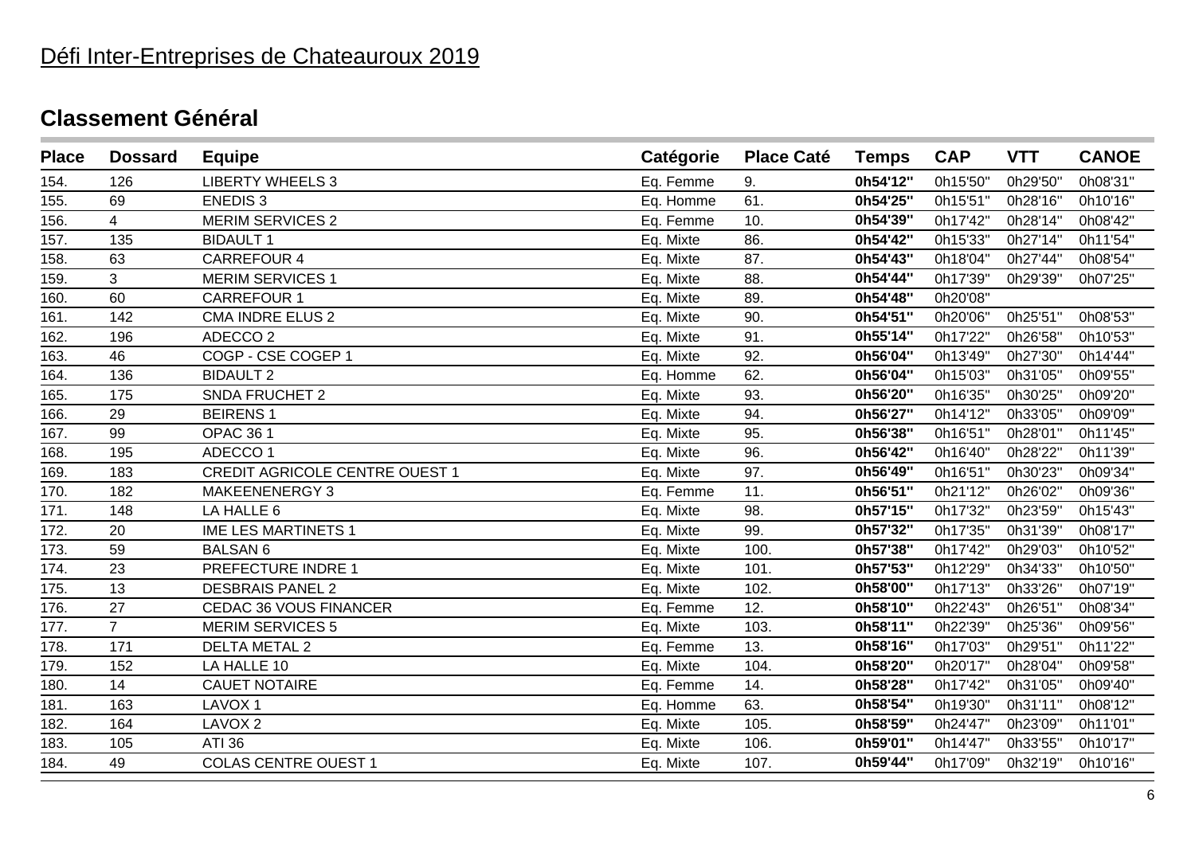# Défi Inter-Entreprises de Chateauroux 2019

## Classement Général

| Place | Dossard | Equipe | Catégorie | Place Caté | Temps | CAP | VTT | CANOE |
|---|---|---|---|---|---|---|---|---|
| 154. | 126 | LIBERTY WHEELS 3 | Eq. Femme | 9. | **0h54'12"** | 0h15'50" | 0h29'50" | 0h08'31" |
| 155. | 69 | ENEDIS 3 | Eq. Homme | 61. | **0h54'25"** | 0h15'51" | 0h28'16" | 0h10'16" |
| 156. | 4 | MERIM SERVICES 2 | Eq. Femme | 10. | **0h54'39"** | 0h17'42" | 0h28'14" | 0h08'42" |
| 157. | 135 | BIDAULT 1 | Eq. Mixte | 86. | **0h54'42"** | 0h15'33" | 0h27'14" | 0h11'54" |
| 158. | 63 | CARREFOUR 4 | Eq. Mixte | 87. | **0h54'43"** | 0h18'04" | 0h27'44" | 0h08'54" |
| 159. | 3 | MERIM SERVICES 1 | Eq. Mixte | 88. | **0h54'44"** | 0h17'39" | 0h29'39" | 0h07'25" |
| 160. | 60 | CARREFOUR 1 | Eq. Mixte | 89. | **0h54'48"** | 0h20'08" | | |
| 161. | 142 | CMA INDRE ELUS 2 | Eq. Mixte | 90. | **0h54'51"** | 0h20'06" | 0h25'51" | 0h08'53" |
| 162. | 196 | ADECCO 2 | Eq. Mixte | 91. | **0h55'14"** | 0h17'22" | 0h26'58" | 0h10'53" |
| 163. | 46 | COGP - CSE COGEP 1 | Eq. Mixte | 92. | **0h56'04"** | 0h13'49" | 0h27'30" | 0h14'44" |
| 164. | 136 | BIDAULT 2 | Eq. Homme | 62. | **0h56'04"** | 0h15'03" | 0h31'05" | 0h09'55" |
| 165. | 175 | SNDA FRUCHET 2 | Eq. Mixte | 93. | **0h56'20"** | 0h16'35" | 0h30'25" | 0h09'20" |
| 166. | 29 | BEIRENS 1 | Eq. Mixte | 94. | **0h56'27"** | 0h14'12" | 0h33'05" | 0h09'09" |
| 167. | 99 | OPAC 36 1 | Eq. Mixte | 95. | **0h56'38"** | 0h16'51" | 0h28'01" | 0h11'45" |
| 168. | 195 | ADECCO 1 | Eq. Mixte | 96. | **0h56'42"** | 0h16'40" | 0h28'22" | 0h11'39" |
| 169. | 183 | CREDIT AGRICOLE CENTRE OUEST 1 | Eq. Mixte | 97. | **0h56'49"** | 0h16'51" | 0h30'23" | 0h09'34" |
| 170. | 182 | MAKEENENERGY 3 | Eq. Femme | 11. | **0h56'51"** | 0h21'12" | 0h26'02" | 0h09'36" |
| 171. | 148 | LA HALLE 6 | Eq. Mixte | 98. | **0h57'15"** | 0h17'32" | 0h23'59" | 0h15'43" |
| 172. | 20 | IME LES MARTINETS 1 | Eq. Mixte | 99. | **0h57'32"** | 0h17'35" | 0h31'39" | 0h08'17" |
| 173. | 59 | BALSAN 6 | Eq. Mixte | 100. | **0h57'38"** | 0h17'42" | 0h29'03" | 0h10'52" |
| 174. | 23 | PREFECTURE INDRE 1 | Eq. Mixte | 101. | **0h57'53"** | 0h12'29" | 0h34'33" | 0h10'50" |
| 175. | 13 | DESBRAIS PANEL 2 | Eq. Mixte | 102. | **0h58'00"** | 0h17'13" | 0h33'26" | 0h07'19" |
| 176. | 27 | CEDAC 36 VOUS FINANCER | Eq. Femme | 12. | **0h58'10"** | 0h22'43" | 0h26'51" | 0h08'34" |
| 177. | 7 | MERIM SERVICES 5 | Eq. Mixte | 103. | **0h58'11"** | 0h22'39" | 0h25'36" | 0h09'56" |
| 178. | 171 | DELTA METAL 2 | Eq. Femme | 13. | **0h58'16"** | 0h17'03" | 0h29'51" | 0h11'22" |
| 179. | 152 | LA HALLE 10 | Eq. Mixte | 104. | **0h58'20"** | 0h20'17" | 0h28'04" | 0h09'58" |
| 180. | 14 | CAUET NOTAIRE | Eq. Femme | 14. | **0h58'28"** | 0h17'42" | 0h31'05" | 0h09'40" |
| 181. | 163 | LAVOX 1 | Eq. Homme | 63. | **0h58'54"** | 0h19'30" | 0h31'11" | 0h08'12" |
| 182. | 164 | LAVOX 2 | Eq. Mixte | 105. | **0h58'59"** | 0h24'47" | 0h23'09" | 0h11'01" |
| 183. | 105 | ATI 36 | Eq. Mixte | 106. | **0h59'01"** | 0h14'47" | 0h33'55" | 0h10'17" |
| 184. | 49 | COLAS CENTRE OUEST 1 | Eq. Mixte | 107. | **0h59'44"** | 0h17'09" | 0h32'19" | 0h10'16" |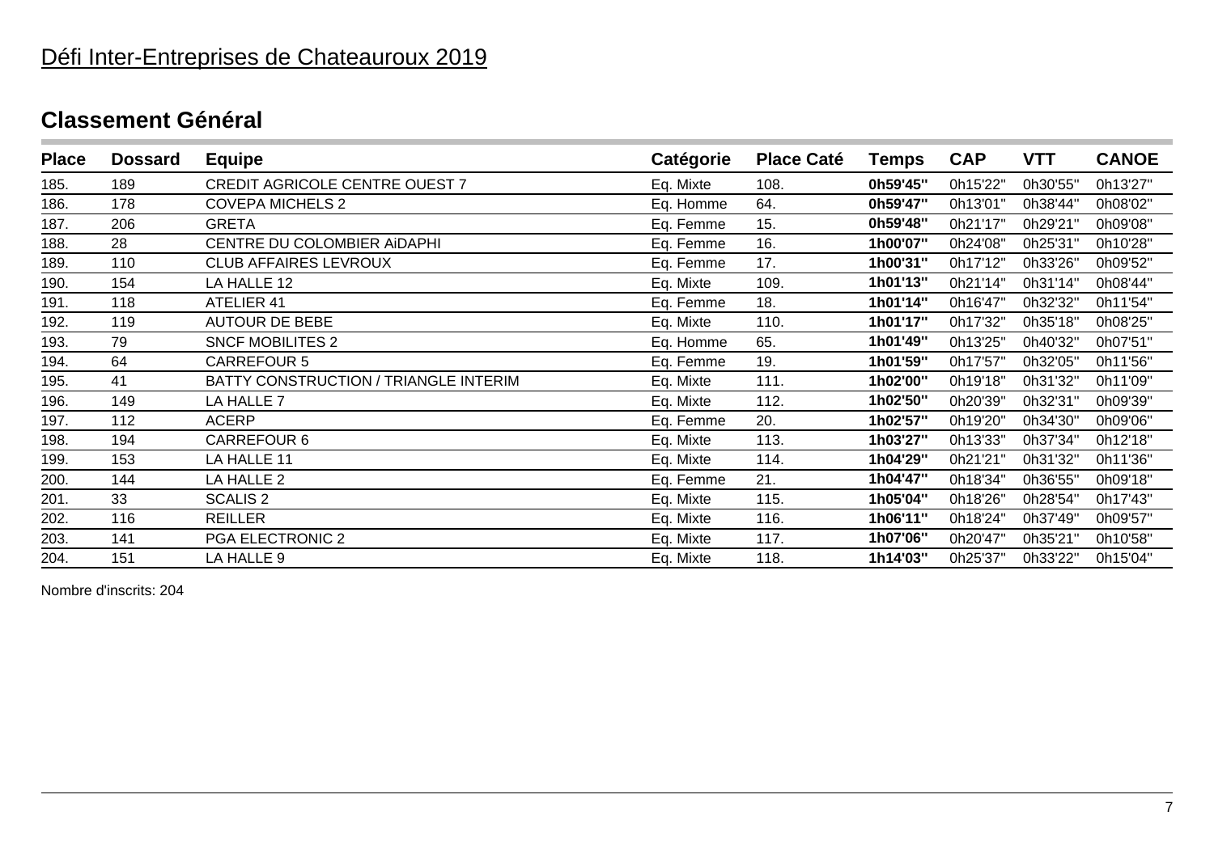# Défi Inter-Entreprises de Chateauroux 2019

## Classement Général

| Place | Dossard | Equipe | Catégorie | Place Caté | Temps | CAP | VTT | CANOE |
|---|---|---|---|---|---|---|---|---|
| 185. | 189 | CREDIT AGRICOLE CENTRE OUEST 7 | Eq. Mixte | 108. | **0h59'45"** | 0h15'22" | 0h30'55" | 0h13'27" |
| 186. | 178 | COVEPA MICHELS 2 | Eq. Homme | 64. | **0h59'47"** | 0h13'01" | 0h38'44" | 0h08'02" |
| 187. | 206 | GRETA | Eq. Femme | 15. | **0h59'48"** | 0h21'17" | 0h29'21" | 0h09'08" |
| 188. | 28 | CENTRE DU COLOMBIER AiDAPHI | Eq. Femme | 16. | **1h00'07"** | 0h24'08" | 0h25'31" | 0h10'28" |
| 189. | 110 | CLUB AFFAIRES LEVROUX | Eq. Femme | 17. | **1h00'31"** | 0h17'12" | 0h33'26" | 0h09'52" |
| 190. | 154 | LA HALLE 12 | Eq. Mixte | 109. | **1h01'13"** | 0h21'14" | 0h31'14" | 0h08'44" |
| 191. | 118 | ATELIER 41 | Eq. Femme | 18. | **1h01'14"** | 0h16'47" | 0h32'32" | 0h11'54" |
| 192. | 119 | AUTOUR DE BEBE | Eq. Mixte | 110. | **1h01'17"** | 0h17'32" | 0h35'18" | 0h08'25" |
| 193. | 79 | SNCF MOBILITES 2 | Eq. Homme | 65. | **1h01'49"** | 0h13'25" | 0h40'32" | 0h07'51" |
| 194. | 64 | CARREFOUR 5 | Eq. Femme | 19. | **1h01'59"** | 0h17'57" | 0h32'05" | 0h11'56" |
| 195. | 41 | BATTY CONSTRUCTION / TRIANGLE INTERIM | Eq. Mixte | 111. | **1h02'00"** | 0h19'18" | 0h31'32" | 0h11'09" |
| 196. | 149 | LA HALLE 7 | Eq. Mixte | 112. | **1h02'50"** | 0h20'39" | 0h32'31" | 0h09'39" |
| 197. | 112 | ACERP | Eq. Femme | 20. | **1h02'57"** | 0h19'20" | 0h34'30" | 0h09'06" |
| 198. | 194 | CARREFOUR 6 | Eq. Mixte | 113. | **1h03'27"** | 0h13'33" | 0h37'34" | 0h12'18" |
| 199. | 153 | LA HALLE 11 | Eq. Mixte | 114. | **1h04'29"** | 0h21'21" | 0h31'32" | 0h11'36" |
| 200. | 144 | LA HALLE 2 | Eq. Femme | 21. | **1h04'47"** | 0h18'34" | 0h36'55" | 0h09'18" |
| 201. | 33 | SCALIS 2 | Eq. Mixte | 115. | **1h05'04"** | 0h18'26" | 0h28'54" | 0h17'43" |
| 202. | 116 | REILLER | Eq. Mixte | 116. | **1h06'11"** | 0h18'24" | 0h37'49" | 0h09'57" |
| 203. | 141 | PGA ELECTRONIC 2 | Eq. Mixte | 117. | **1h07'06"** | 0h20'47" | 0h35'21" | 0h10'58" |
| 204. | 151 | LA HALLE 9 | Eq. Mixte | 118. | **1h14'03"** | 0h25'37" | 0h33'22" | 0h15'04" |

Nombre d'inscrits: 204